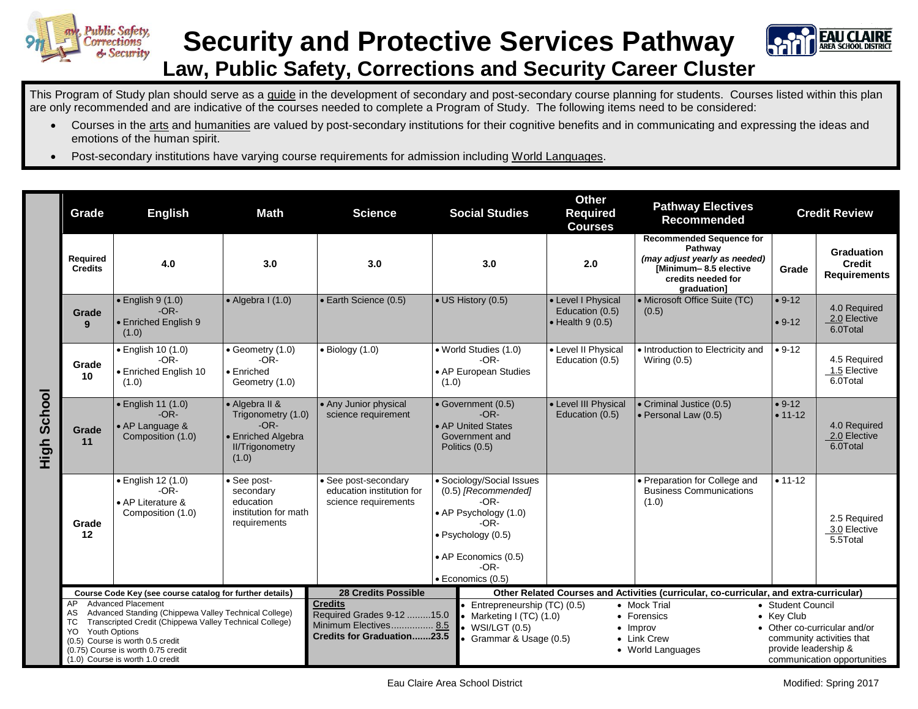# Security and Protective Services Pathway

## Law, Public Safety, Corrections and Security Career Cluster

This Program of Study plan should serve as a guide in the development of secondary and post-secondary course planning for students. Courses listed within this plan are only recommended and are indicative of the courses needed to complete a Program of Study. The following items need to be considered:

- Courses in the arts and humanities are valued by post-secondary institutions for their cognitive benefits and in communicating and expressing the ideas and emotions of the human spirit.
- Post-secondary institutions have varying course requirements for admission including World Languages.

**High School**

| Grade | English | Math | Science | Social Studies | Other Required Courses | Pathway Electives Recommended | Credit Review | |
|---|---|---|---|---|---|---|---|---|
| Required Credits | 4.0 | 3.0 | 3.0 | 3.0 | 2.0 | Recommended Sequence for Pathway *(may adjust yearly as needed)* [Minimum– 8.5 elective credits needed for graduation] | Grade | Graduation Credit Requirements |
| Grade 9 | • English 9 (1.0) -OR- • Enriched English 9 (1.0) | • Algebra I (1.0) | • Earth Science (0.5) | • US History (0.5) | • Level I Physical Education (0.5) • Health 9 (0.5) | • Microsoft Office Suite (TC) (0.5) | • 9-12 • 9-12 | 4.0 Required 2.0 Elective 6.0Total |
| Grade 10 | • English 10 (1.0) -OR- • Enriched English 10 (1.0) | • Geometry (1.0) -OR- • Enriched Geometry (1.0) | • Biology (1.0) | • World Studies (1.0) -OR- • AP European Studies (1.0) | • Level II Physical Education (0.5) | • Introduction to Electricity and Wiring (0.5) | • 9-12 | 4.5 Required 1.5 Elective 6.0Total |
| Grade 11 | • English 11 (1.0) -OR- • AP Language & Composition (1.0) | • Algebra II & Trigonometry (1.0) -OR- • Enriched Algebra II/Trigonometry (1.0) | • Any Junior physical science requirement | • Government (0.5) -OR- • AP United States Government and Politics (0.5) | • Level III Physical Education (0.5) | • Criminal Justice (0.5) • Personal Law (0.5) | • 9-12 • 11-12 | 4.0 Required 2.0 Elective 6.0Total |
| Grade 12 | • English 12 (1.0) -OR- • AP Literature & Composition (1.0) | • See post-secondary education institution for math requirements | • See post-secondary education institution for science requirements | • Sociology/Social Issues (0.5) *[Recommended]* -OR- • AP Psychology (1.0) -OR- • Psychology (0.5) • AP Economics (0.5) -OR- • Economics (0.5) | | • Preparation for College and Business Communications (1.0) | • 11-12 | 2.5 Required 3.0 Elective 5.5Total |

**Course Code Key (see course catalog for further details)**

- AP Advanced Placement
- AS Advanced Standing (Chippewa Valley Technical College)
- TC Transcripted Credit (Chippewa Valley Technical College)
- YO Youth Options
- (0.5) Course is worth 0.5 credit
- (0.75) Course is worth 0.75 credit
- (1.0) Course is worth 1.0 credit

**28 Credits Possible**

**Credits**
Required Grades 9-12 .........15.0
Minimum Electives................ 8.5
**Credits for Graduation.......23.5**

**Other Related Courses and Activities (curricular, co-curricular, and extra-curricular)**

- Entrepreneurship (TC) (0.5)
- Marketing I (TC) (1.0)
- WSI/LGT (0.5)
- Grammar & Usage (0.5)
- Mock Trial
- Forensics
- Improv
- Link Crew
- World Languages
- Student Council
- Key Club
- Other co-curricular and/or community activities that provide leadership & communication opportunities

Eau Claire Area School District

Modified: Spring 2017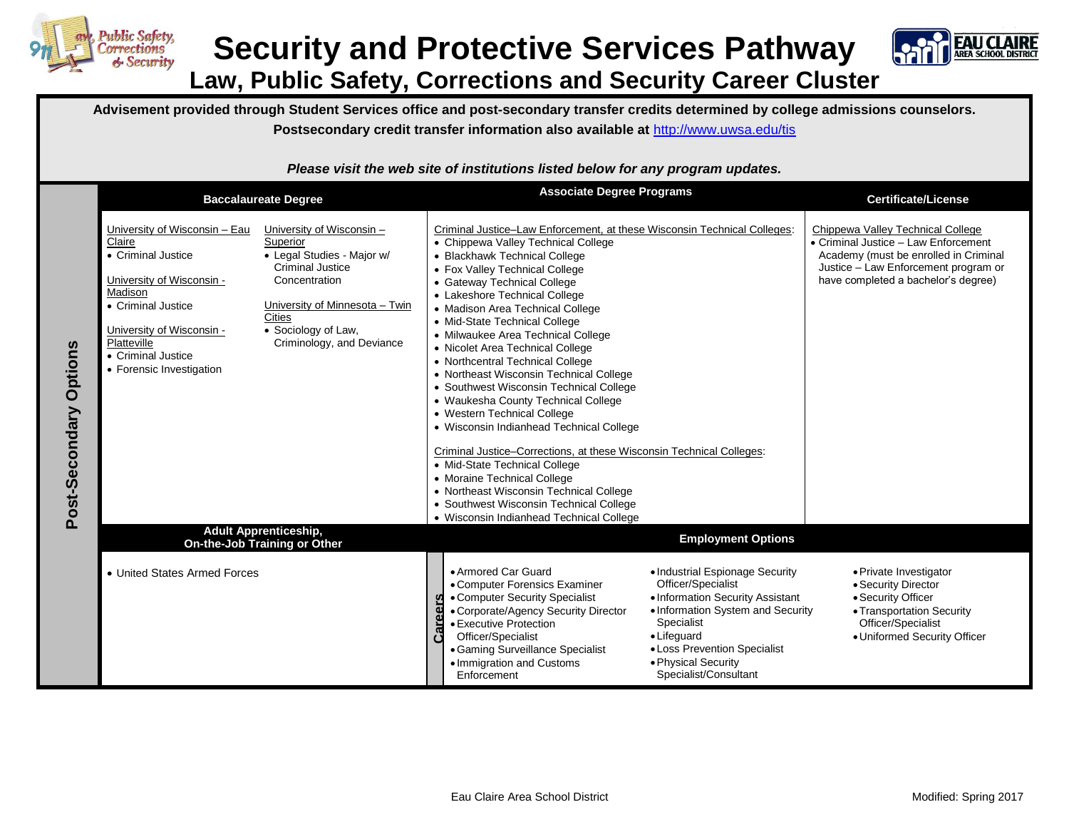# Security and Protective Services Pathway

## Law, Public Safety, Corrections and Security Career Cluster

**Advisement provided through Student Services office and post-secondary transfer credits determined by college admissions counselors.**

**Postsecondary credit transfer information also available at** http://www.uwsa.edu/tis

***Please visit the web site of institutions listed below for any program updates.***

## Post-Secondary Options

### Baccalaureate Degree

University of Wisconsin – Eau Claire
- Criminal Justice

University of Wisconsin - Madison
- Criminal Justice

University of Wisconsin - Platteville
- Criminal Justice
- Forensic Investigation

University of Wisconsin – Superior
- Legal Studies - Major w/ Criminal Justice Concentration

University of Minnesota – Twin Cities
- Sociology of Law, Criminology, and Deviance

### Associate Degree Programs

Criminal Justice–Law Enforcement, at these Wisconsin Technical Colleges:
- Chippewa Valley Technical College
- Blackhawk Technical College
- Fox Valley Technical College
- Gateway Technical College
- Lakeshore Technical College
- Madison Area Technical College
- Mid-State Technical College
- Milwaukee Area Technical College
- Nicolet Area Technical College
- Northcentral Technical College
- Northeast Wisconsin Technical College
- Southwest Wisconsin Technical College
- Waukesha County Technical College
- Western Technical College
- Wisconsin Indianhead Technical College

Criminal Justice–Corrections, at these Wisconsin Technical Colleges:
- Mid-State Technical College
- Moraine Technical College
- Northeast Wisconsin Technical College
- Southwest Wisconsin Technical College
- Wisconsin Indianhead Technical College

### Certificate/License

Chippewa Valley Technical College
- Criminal Justice – Law Enforcement Academy (must be enrolled in Criminal Justice – Law Enforcement program or have completed a bachelor's degree)

### Adult Apprenticeship, On-the-Job Training or Other

- United States Armed Forces

### Employment Options

**Careers**

- Armored Car Guard
- Computer Forensics Examiner
- Computer Security Specialist
- Corporate/Agency Security Director
- Executive Protection Officer/Specialist
- Gaming Surveillance Specialist
- Immigration and Customs Enforcement
- Industrial Espionage Security Officer/Specialist
- Information Security Assistant
- Information System and Security Specialist
- Lifeguard
- Loss Prevention Specialist
- Physical Security Specialist/Consultant
- Private Investigator
- Security Director
- Security Officer
- Transportation Security Officer/Specialist
- Uniformed Security Officer

Eau Claire Area School District

Modified: Spring 2017